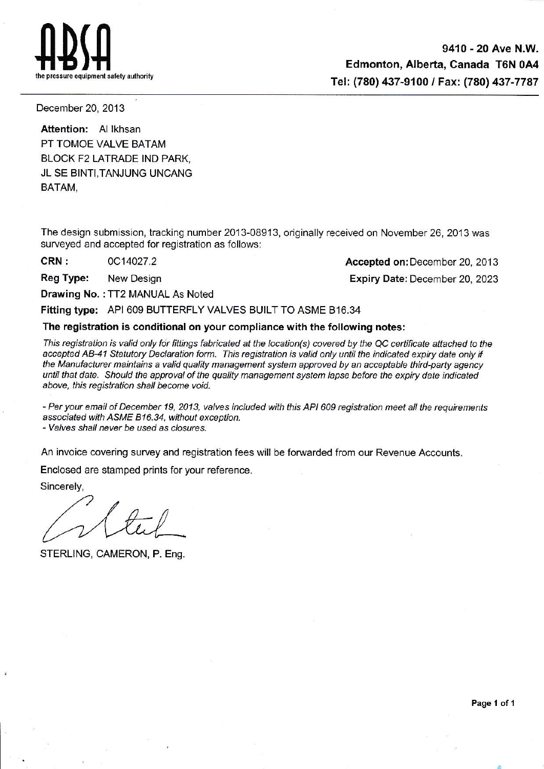**ABSA**
the pressure equipment safety authority

**9410 - 20 Ave N.W.**
**Edmonton, Alberta, Canada T6N 0A4**
**Tel: (780) 437-9100 / Fax: (780) 437-7787**

December 20, 2013

**Attention:** Al Ikhsan
PT TOMOE VALVE BATAM
BLOCK F2 LATRADE IND PARK,
JL SE BINTI,TANJUNG UNCANG
BATAM,

The design submission, tracking number 2013-08913, originally received on November 26, 2013 was surveyed and accepted for registration as follows:

**CRN :** 0C14027.2 **Accepted on:** December 20, 2013

**Reg Type:** New Design **Expiry Date:** December 20, 2023

**Drawing No. :** TT2 MANUAL As Noted

**Fitting type:** API 609 BUTTERFLY VALVES BUILT TO ASME B16.34

**The registration is conditional on your compliance with the following notes:**

*This registration is valid only for fittings fabricated at the location(s) covered by the QC certificate attached to the accepted AB-41 Statutory Declaration form. This registration is valid only until the indicated expiry date only if the Manufacturer maintains a valid quality management system approved by an acceptable third-party agency until that date. Should the approval of the quality management system lapse before the expiry date indicated above, this registration shall become void.*

*- Per your email of December 19, 2013, valves included with this API 609 registration meet all the requirements associated with ASME B16.34, without exception.*
*- Valves shall never be used as closures.*

An invoice covering survey and registration fees will be forwarded from our Revenue Accounts.

Enclosed are stamped prints for your reference.

Sincerely,

STERLING, CAMERON, P. Eng.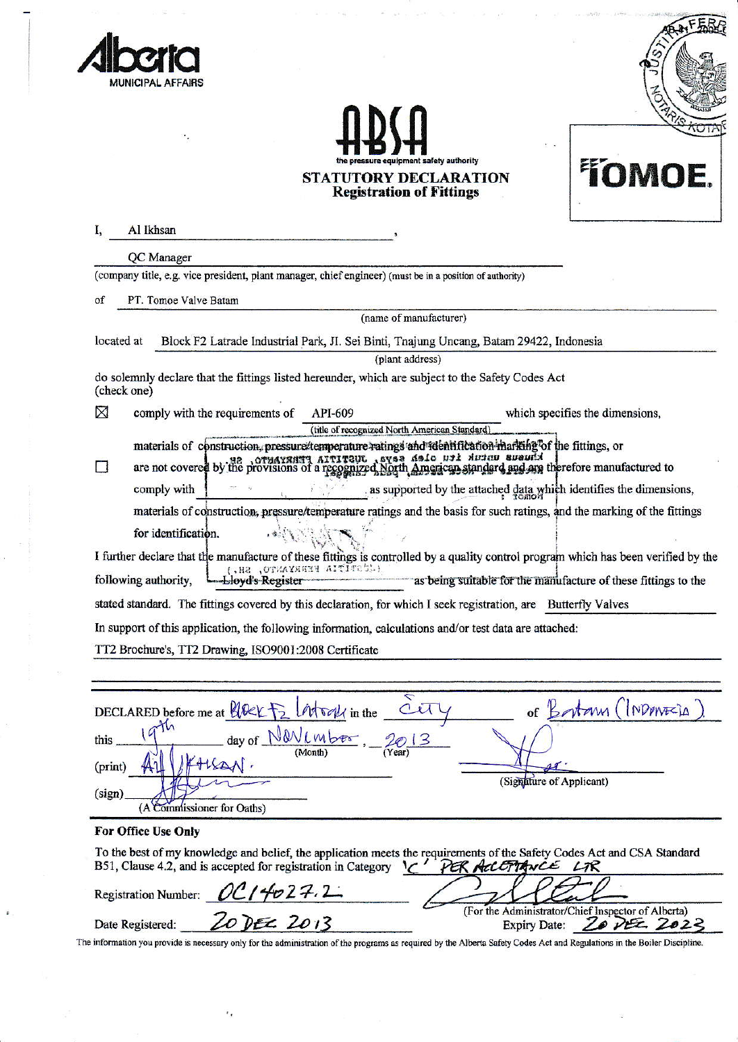Alberta
MUNICIPAL AFFAIRS

ABSA
the pressure equipment safety authority

TOMOE.

# STATUTORY DECLARATION
## Registration of Fittings

I, Al Ikhsan ,

QC Manager

(company title, e.g. vice president, plant manager, chief engineer) (must be in a position of authority)

of PT. Tomoe Valve Batam

(name of manufacturer)

located at Block F2 Latrade Industrial Park, Jl. Sei Binti, Tnajung Uncang, Batam 29422, Indonesia

(plant address)

do solemnly declare that the fittings listed hereunder, which are subject to the Safety Codes Act (check one)

☒ comply with the requirements of API-609 (title of recognized North American Standard) which specifies the dimensions, materials of construction, pressure/temperature ratings and identification marking of the fittings, or

☐ are not covered by the provisions of a recognized North American standard and are therefore manufactured to comply with \_\_\_\_\_\_\_\_ as supported by the attached data which identifies the dimensions, materials of construction, pressure/temperature ratings and the basis for such ratings, and the marking of the fittings for identification.

I further declare that the manufacture of these fittings is controlled by a quality control program which has been verified by the following authority, Lloyd's Register as being suitable for the manufacture of these fittings to the stated standard. The fittings covered by this declaration, for which I seek registration, are Butterfly Valves

In support of this application, the following information, calculations and/or test data are attached:

TT2 Brochure's, TT2 Drawing, ISO9001:2008 Certificate

DECLARED before me at Block F2 Latrade in the City of Batam (INDONESIA)

this 19th day of November (Month), 2013 (Year)

(print) Al Ikhsan.

(sign) \_\_\_\_\_\_\_\_ (A Commissioner for Oaths)

(Signature of Applicant)

**For Office Use Only**

To the best of my knowledge and belief, the application meets the requirements of the Safety Codes Act and CSA Standard B51, Clause 4.2, and is accepted for registration in Category 'C' PER ACCEPTANCE LTR

Registration Number: 0C14027.2

Date Registered: 20 DEC 2013

(For the Administrator/Chief Inspector of Alberta)
Expiry Date: 20 DEC 2023

The information you provide is necessary only for the administration of the programs as required by the Alberta Safety Codes Act and Regulations in the Boiler Discipline.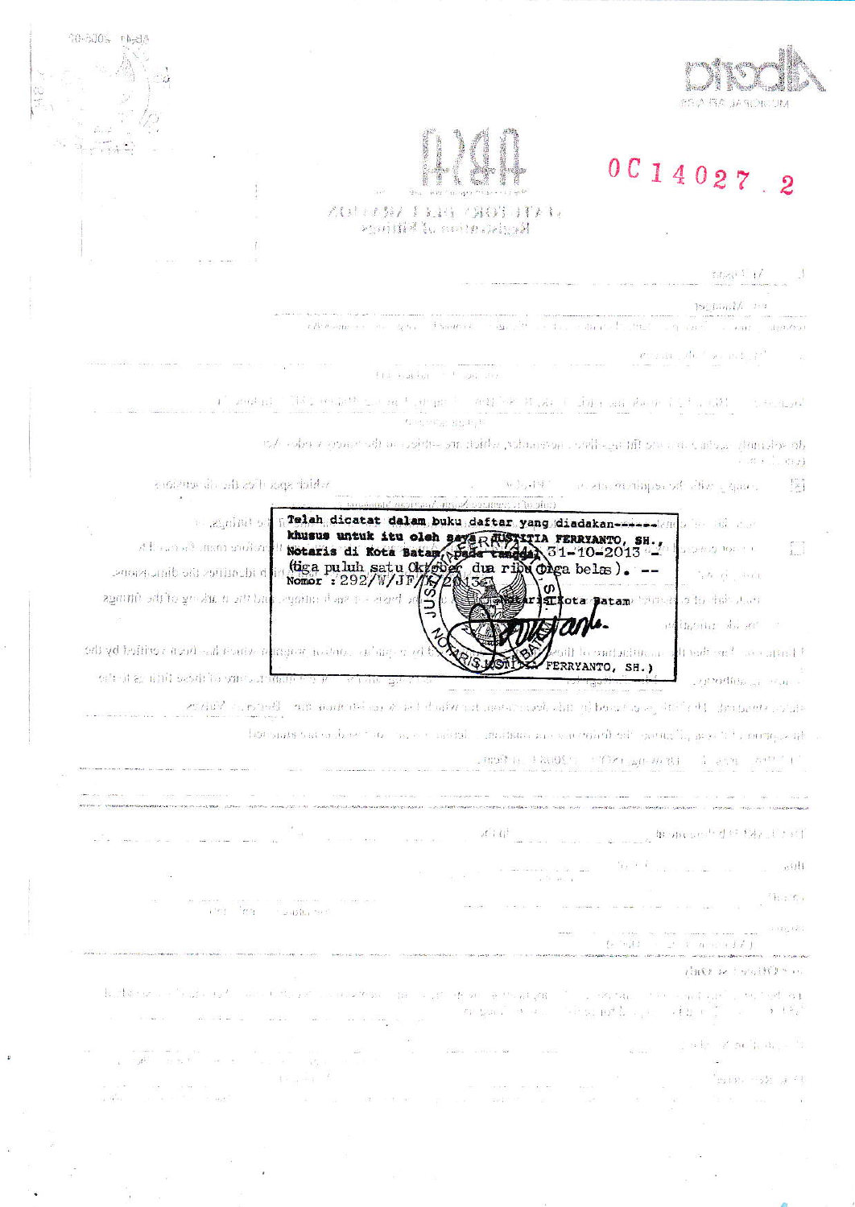0C14027 . 2

Telah dicatat dalam buku daftar yang diadakan------ khusus untuk itu oleh saya JUSTITIA FERRYANTO, SH., Notaris di Kota Batam, pada tanggal 31-10-2013 - (tiga puluh satu Oktober dua ribu tiga belas). -- Nomor : 292/W/JF/X/2013.-

Notaris Kota Batam

(JUSTITIA FERRYANTO, SH.)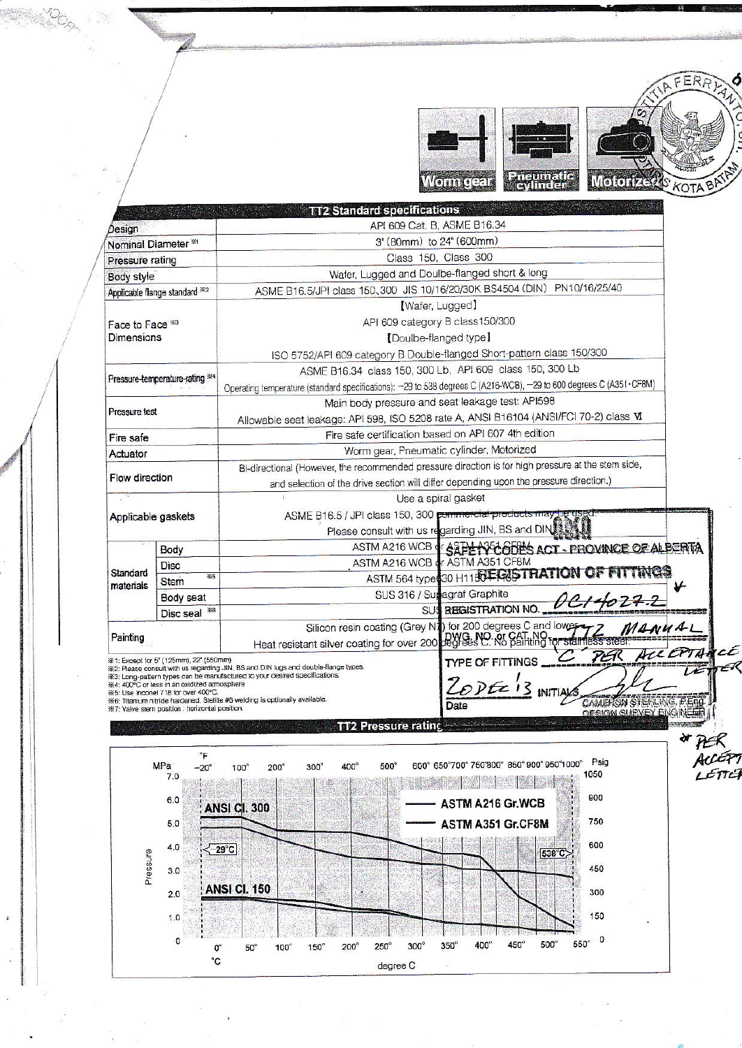Worm gear

Pneumatic cylinder

Motorized

## TT2 Standard specifications

| | | |
|---|---|---|
| Design | | API 609 Cat. B, ASME B16.34 |
| Nominal Diameter ※1 | | 3" (80mm) to 24" (600mm) |
| Pressure rating | | Class 150, Class 300 |
| Body style | | Wafer, Lugged and Doulbe-flanged short & long |
| Applicable flange standard ※2 | | ASME B16.5/JPI class 150, 300 JIS 10/16/20/30K BS4504 (DIN) PN10/16/25/40 |
| Face to Face ※3 Dimensions | | 【Wafer, Lugged】 API 609 category B class150/300 【Doulbe-flanged type】 ISO 5752/API 609 category B Double-flanged Short-pattern class 150/300 |
| Pressure-temperature-rating ※4 | | ASME B16.34 class 150, 300 Lb, API 609 class 150, 300 Lb Operating temperature (standard specifications): −29 to 538 degrees C (A216-WCB), −29 to 600 degrees C (A351・CF8M) |
| Pressure test | | Main body pressure and seat leakage test: API598 Allowable seat leakage: API 598, ISO 5208 rate A, ANSI B16104 (ANSI/FCI 70-2) class Ⅵ |
| Fire safe | | Fire safe certification based on API 607 4th edition |
| Actuator | | Worm gear, Pneumatic cylinder, Motorized |
| Flow direction | | Bi-directional (However, the recommended pressure direction is for high pressure at the stem side, and selection of the drive section will differ depending upon the pressure direction.) |
| Applicable gaskets | | Use a spiral gasket ASME B16.5 / JPI class 150, 300 commercial products may be used. Please consult with us regarding JIN, BS and DIN. |
| Standard materials | Body | ASTM A216 WCB or ASTM A351 CF8M |
| | Disc | ASTM A216 WCB or ASTM A351 CF8M |
| | Stem ※5 | ASTM 564 type 630 H1150-H65 |
| | Body seat | SUS 316 / Supagraf Graphite |
| | Disc seal ※6 | SUS |
| Painting | | Silicon resin coating (Grey N7) for 200 degrees C and lower Heat resistant silver coating for over 200 degrees C. No painting for stainless steel |

※1: Except for 5" (125mm), 22" (550mm)
※2: Please consult with us regarding JIN, BS and DIN lugs and double-flange types.
※3: Long-pattern types can be manufactured to your desired specifications.
※4: 400°C or less in an oxidized atmosphere
※5: Use Inconel 718 for over 400°C.
※6: Titanium nitride hardened. Stellite #6 welding is optionally available.
※7: Valve stem position : horizontal position.

SAFETY CODES ACT - PROVINCE OF ALBERTA
REGISTRATION OF FITTINGS ✓
REGISTRATION NO. 0C14027.2
DWG. NO. or CAT. NO. TT2 MANUAL
TYPE OF FITTINGS C PER ACCEPTANCE LETTER
20 DEC 13 INITIALS
Date
CAMERON STERLING, P.Eng.
DESIGN SURVEY ENGINEER

* PER ACCEPT LETTER

## TT2 Pressure rating

MPa
7.0
6.0
5.0
4.0
3.0
2.0
1.0
0

Pressure

°F
-20° 100° 200° 300° 400° 500° 600° 650° 700° 750° 800° 850° 900° 950° 1000°

Psig
1050
900
750
600
450
300
150
0

ANSI Cl. 300

ANSI Cl. 150

-29°C

538°C

ASTM A216 Gr.WCB

ASTM A351 Gr.CF8M

0° 50° 100° 150° 200° 250° 300° 350° 400° 450° 500° 550°
°C

degree C